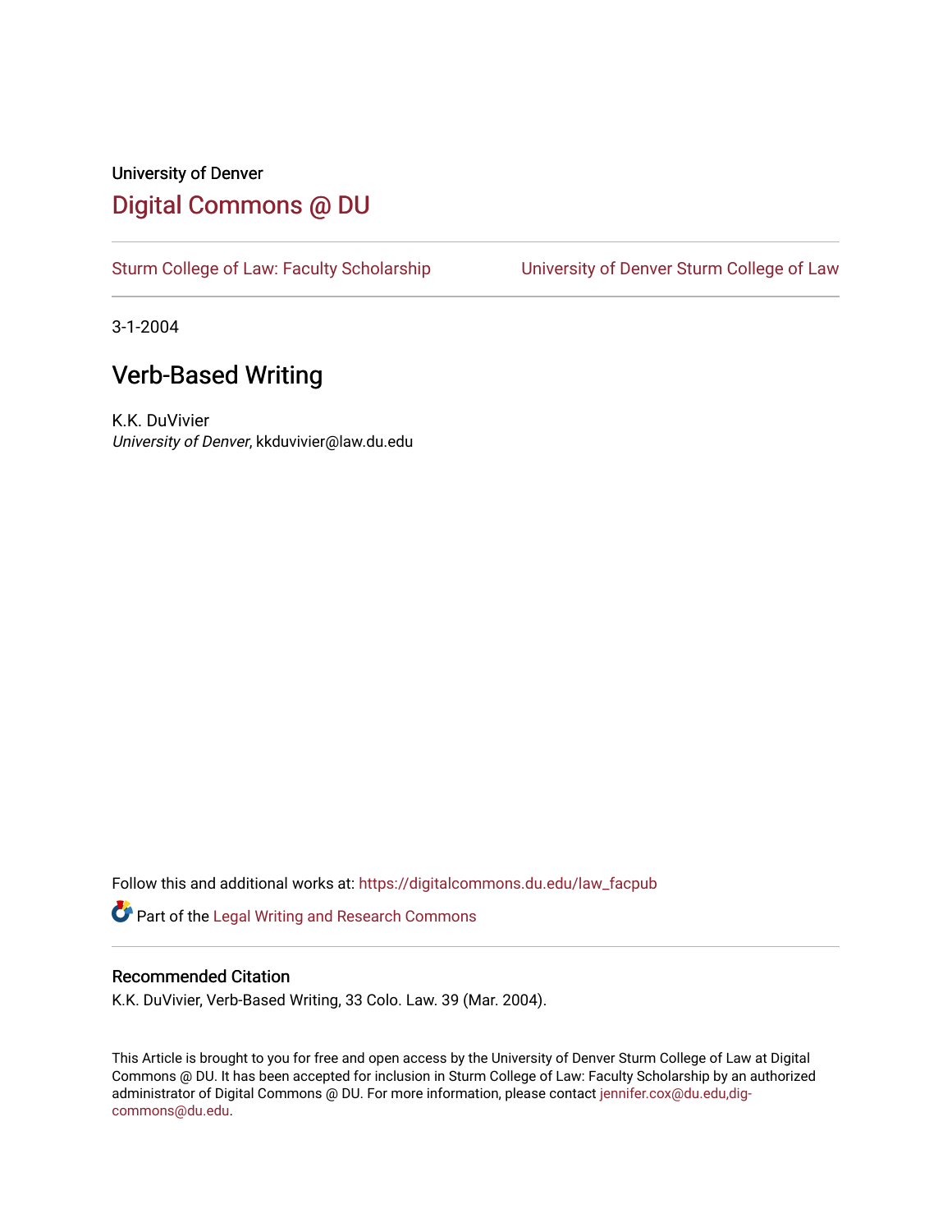University of Denver

# Digital Commons @ DU

Sturm College of Law: Faculty Scholarship | University of Denver Sturm College of Law

3-1-2004

## Verb-Based Writing

K.K. DuVivier
*University of Denver*, kkduvivier@law.du.edu

Follow this and additional works at: https://digitalcommons.du.edu/law_facpub

Part of the Legal Writing and Research Commons

### Recommended Citation

K.K. DuVivier, Verb-Based Writing, 33 Colo. Law. 39 (Mar. 2004).

This Article is brought to you for free and open access by the University of Denver Sturm College of Law at Digital Commons @ DU. It has been accepted for inclusion in Sturm College of Law: Faculty Scholarship by an authorized administrator of Digital Commons @ DU. For more information, please contact jennifer.cox@du.edu,dig-commons@du.edu.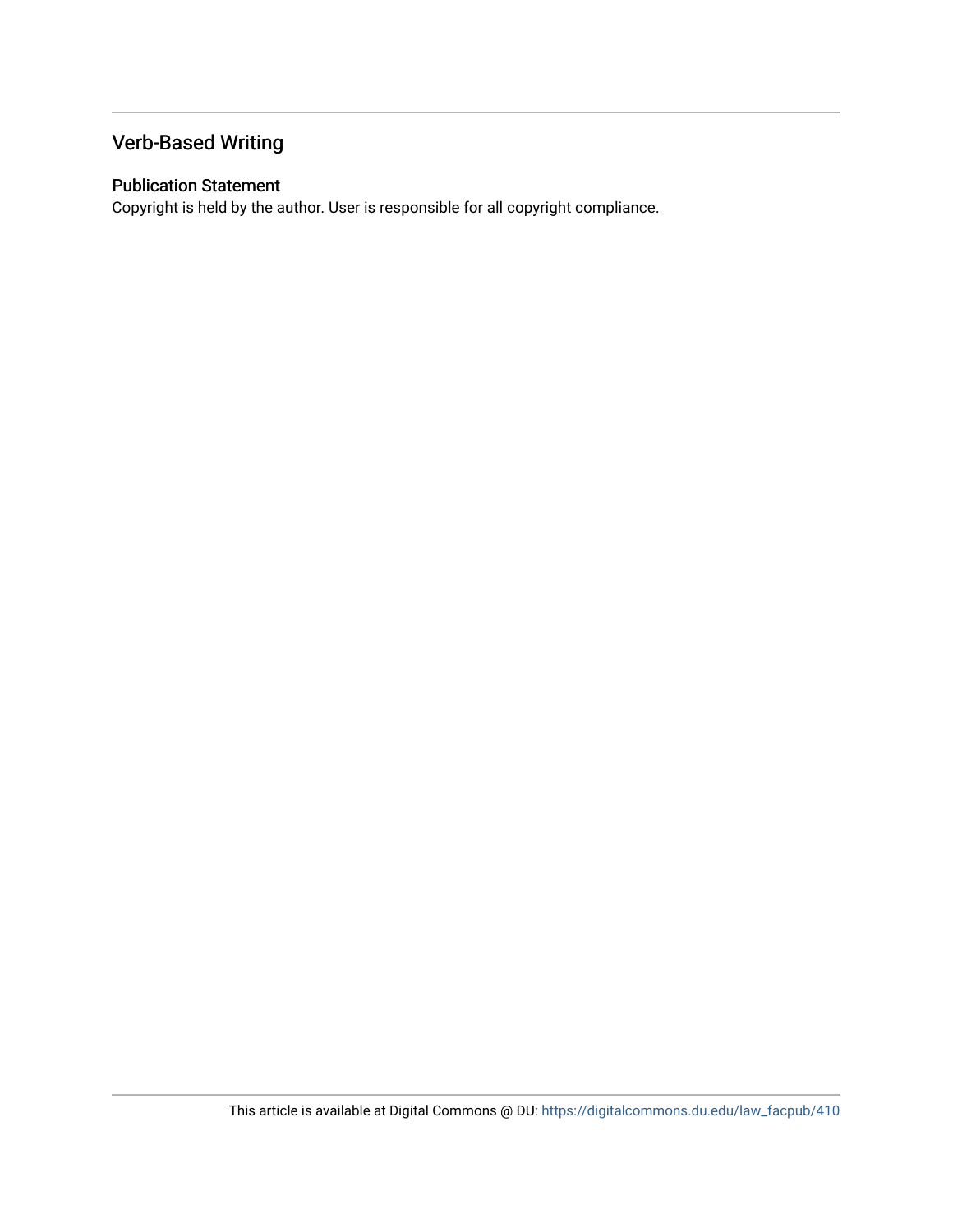## Verb-Based Writing

### Publication Statement

Copyright is held by the author. User is responsible for all copyright compliance.

This article is available at Digital Commons @ DU: https://digitalcommons.du.edu/law_facpub/410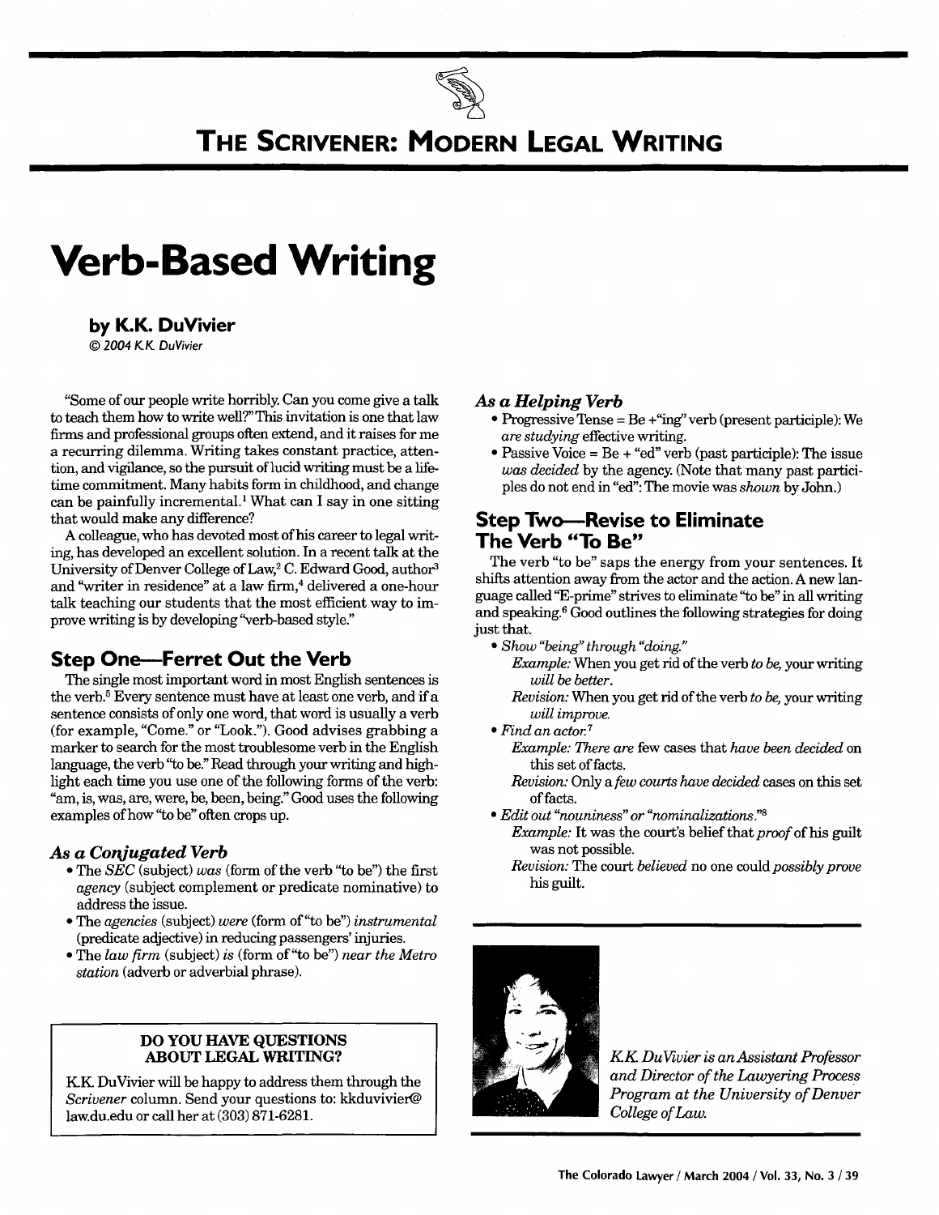# THE SCRIVENER: MODERN LEGAL WRITING

# Verb-Based Writing

### by K.K. DuVivier

*© 2004 K.K. DuVivier*

"Some of our people write horribly. Can you come give a talk to teach them how to write well?" This invitation is one that law firms and professional groups often extend, and it raises for me a recurring dilemma. Writing takes constant practice, attention, and vigilance, so the pursuit of lucid writing must be a lifetime commitment. Many habits form in childhood, and change can be painfully incremental.[1] What can I say in one sitting that would make any difference?

A colleague, who has devoted most of his career to legal writing, has developed an excellent solution. In a recent talk at the University of Denver College of Law,[2] C. Edward Good, author[3] and "writer in residence" at a law firm,[4] delivered a one-hour talk teaching our students that the most efficient way to improve writing is by developing "verb-based style."

## Step One—Ferret Out the Verb

The single most important word in most English sentences is the verb.[5] Every sentence must have at least one verb, and if a sentence consists of only one word, that word is usually a verb (for example, "Come." or "Look."). Good advises grabbing a marker to search for the most troublesome verb in the English language, the verb "to be." Read through your writing and highlight each time you use one of the following forms of the verb: "am, is, was, are, were, be, been, being." Good uses the following examples of how "to be" often crops up.

### *As a Conjugated Verb*

- The *SEC* (subject) *was* (form of the verb "to be") the first *agency* (subject complement or predicate nominative) to address the issue.
- The *agencies* (subject) *were* (form of "to be") *instrumental* (predicate adjective) in reducing passengers' injuries.
- The *law firm* (subject) *is* (form of "to be") *near the Metro station* (adverb or adverbial phrase).

### *As a Helping Verb*

- Progressive Tense = Be +"ing" verb (present participle): We *are studying* effective writing.
- Passive Voice = Be + "ed" verb (past participle): The issue *was decided* by the agency. (Note that many past participles do not end in "ed": The movie was *shown* by John.)

## Step Two—Revise to Eliminate The Verb "To Be"

The verb "to be" saps the energy from your sentences. It shifts attention away from the actor and the action. A new language called "E-prime" strives to eliminate "to be" in all writing and speaking.[6] Good outlines the following strategies for doing just that.

- *Show "being" through "doing."*

  *Example:* When you get rid of the verb *to be*, your writing *will be better*.

  *Revision:* When you get rid of the verb *to be*, your writing *will improve*.

- *Find an actor.*[7]

  *Example: There are* few cases that *have been decided* on this set of facts.

  *Revision:* Only a *few courts have decided* cases on this set of facts.

- *Edit out "nouniness" or "nominalizations."*[8]

  *Example:* It was the court's belief that *proof* of his guilt was not possible.

  *Revision:* The court *believed* no one could *possibly prove* his guilt.

---

**DO YOU HAVE QUESTIONS ABOUT LEGAL WRITING?**

K.K. DuVivier will be happy to address them through the *Scrivener* column. Send your questions to: kkduvivier@law.du.edu or call her at (303) 871-6281.

---

*K.K. DuVivier is an Assistant Professor and Director of the Lawyering Process Program at the University of Denver College of Law.*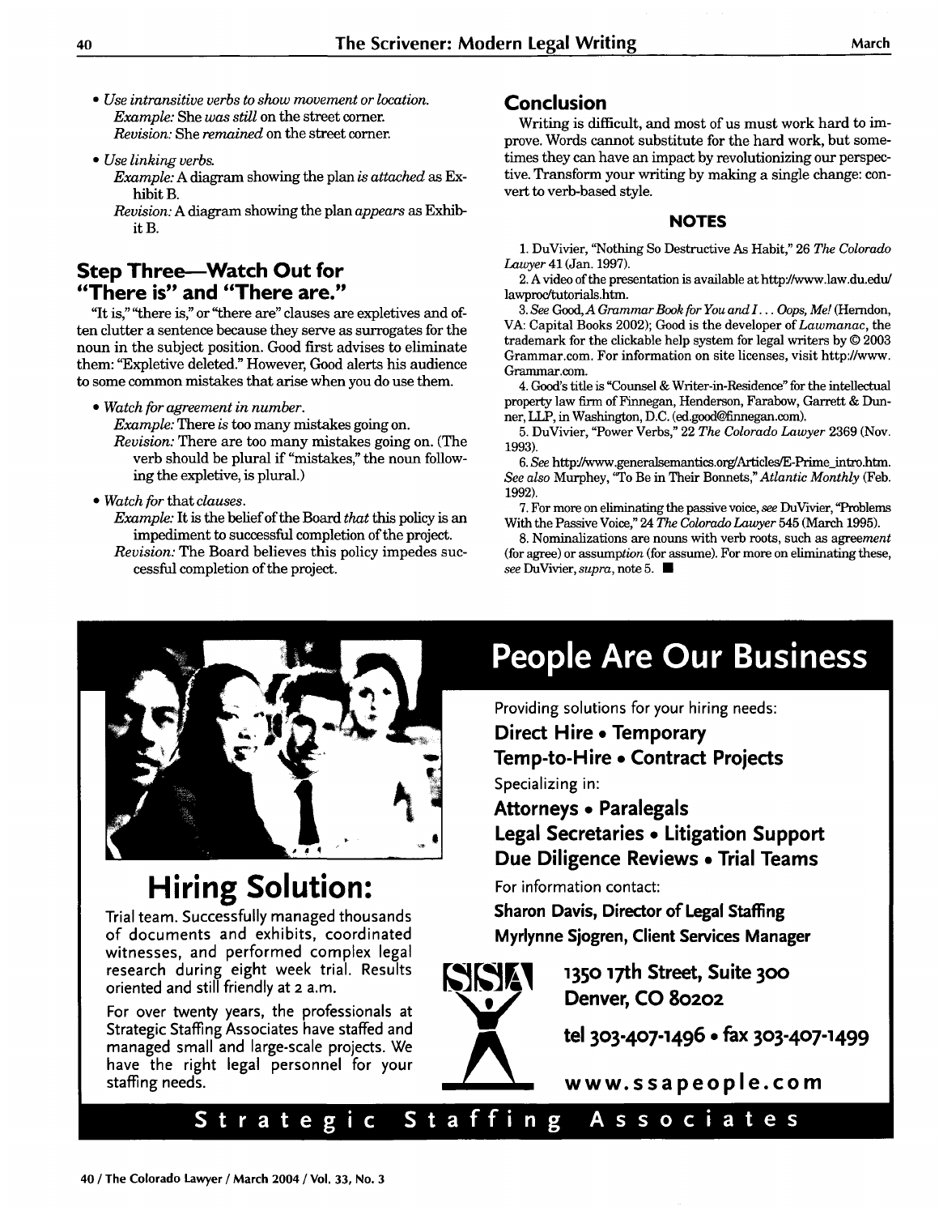- *Use intransitive verbs to show movement or location.*
  *Example:* She *was still* on the street corner.
  *Revision:* She *remained* on the street corner.
- *Use linking verbs.*
  *Example:* A diagram showing the plan *is attached* as Exhibit B.
  *Revision:* A diagram showing the plan *appears* as Exhibit B.

## Step Three—Watch Out for "There is" and "There are."

"It is," "there is," or "there are" clauses are expletives and often clutter a sentence because they serve as surrogates for the noun in the subject position. Good first advises to eliminate them: "Expletive deleted." However, Good alerts his audience to some common mistakes that arise when you do use them.

- *Watch for agreement in number.*
  *Example:* There *is* too many mistakes going on.
  *Revision:* There are too many mistakes going on. (The verb should be plural if "mistakes," the noun following the expletive, is plural.)
- *Watch for* that *clauses.*
  *Example:* It is the belief of the Board *that* this policy is an impediment to successful completion of the project.
  *Revision:* The Board believes this policy impedes successful completion of the project.

## Conclusion

Writing is difficult, and most of us must work hard to improve. Words cannot substitute for the hard work, but sometimes they can have an impact by revolutionizing our perspective. Transform your writing by making a single change: convert to verb-based style.

### NOTES

1. DuVivier, "Nothing So Destructive As Habit," 26 *The Colorado Lawyer* 41 (Jan. 1997).
2. A video of the presentation is available at http://www.law.du.edu/lawproc/tutorials.htm.
3. *See* Good, *A Grammar Book for You and I... Oops, Me!* (Herndon, VA: Capital Books 2002); Good is the developer of *Lawmanac*, the trademark for the clickable help system for legal writers by © 2003 Grammar.com. For information on site licenses, visit http://www.Grammar.com.
4. Good's title is "Counsel & Writer-in-Residence" for the intellectual property law firm of Finnegan, Henderson, Farabow, Garrett & Dunner, LLP, in Washington, D.C. (ed.good@finnegan.com).
5. DuVivier, "Power Verbs," 22 *The Colorado Lawyer* 2369 (Nov. 1993).
6. *See* http://www.generalsemantics.org/Articles/E-Prime_intro.htm. *See also* Murphey, "To Be in Their Bonnets," *Atlantic Monthly* (Feb. 1992).
7. For more on eliminating the passive voice, *see* DuVivier, "Problems With the Passive Voice," 24 *The Colorado Lawyer* 545 (March 1995).
8. Nominalizations are nouns with verb roots, such as agree*ment* (for agree) or assump*tion* (for assume). For more on eliminating these, *see* DuVivier, *supra*, note 5. ■

---

# Hiring Solution:

Trial team. Successfully managed thousands of documents and exhibits, coordinated witnesses, and performed complex legal research during eight week trial. Results oriented and still friendly at 2 a.m.

For over twenty years, the professionals at Strategic Staffing Associates have staffed and managed small and large-scale projects. We have the right legal personnel for your staffing needs.

# People Are Our Business

Providing solutions for your hiring needs:

**Direct Hire • Temporary**
**Temp-to-Hire • Contract Projects**

Specializing in:

**Attorneys • Paralegals**
**Legal Secretaries • Litigation Support**
**Due Diligence Reviews • Trial Teams**

For information contact:

**Sharon Davis, Director of Legal Staffing**
**Myrlynne Sjogren, Client Services Manager**

SSA

**1350 17th Street, Suite 300**
**Denver, CO 80202**

**tel 303-407-1496 • fax 303-407-1499**

**www.ssapeople.com**

**Strategic Staffing Associates**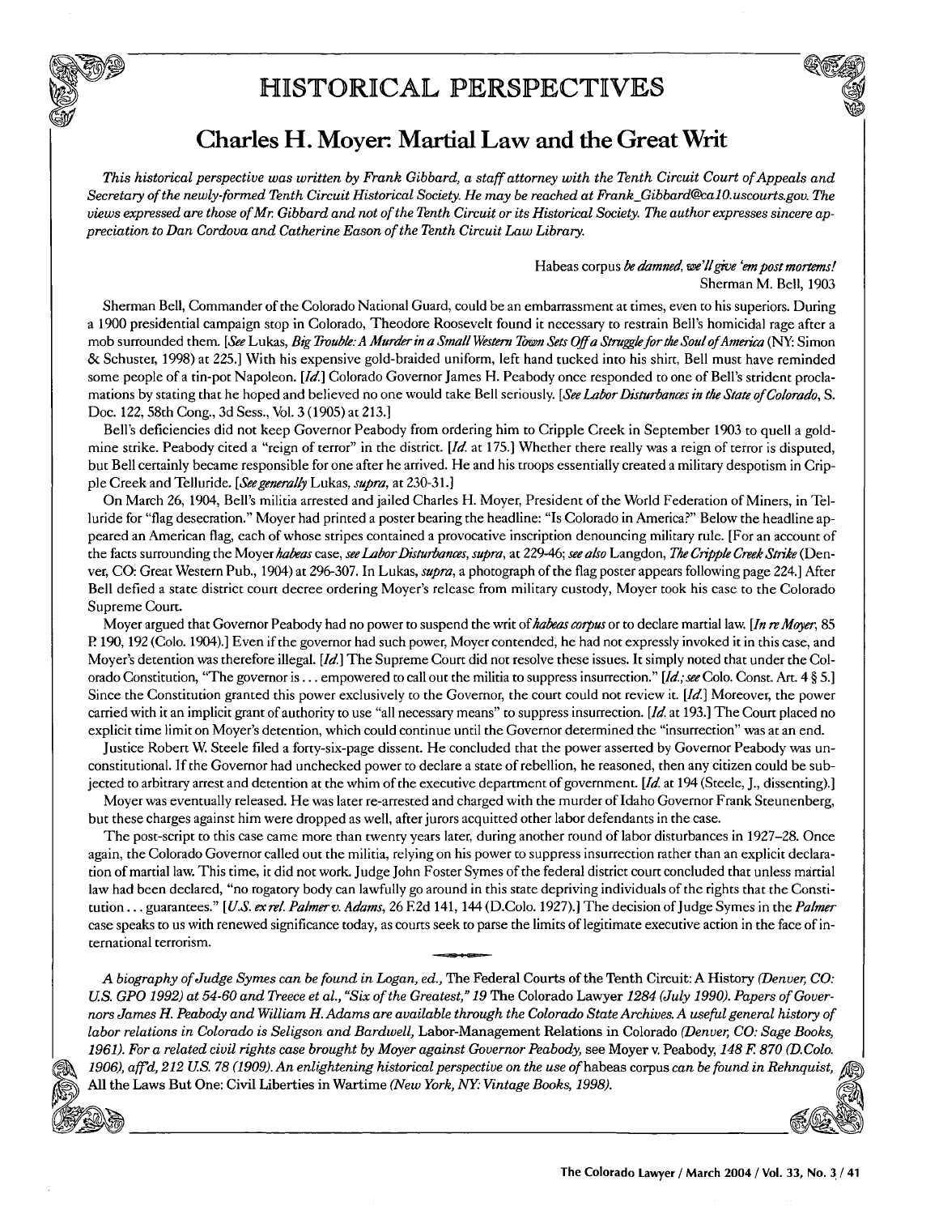# HISTORICAL PERSPECTIVES

## Charles H. Moyer: Martial Law and the Great Writ

*This historical perspective was written by Frank Gibbard, a staff attorney with the Tenth Circuit Court of Appeals and Secretary of the newly-formed Tenth Circuit Historical Society. He may be reached at Frank_Gibbard@ca10.uscourts.gov. The views expressed are those of Mr. Gibbard and not of the Tenth Circuit or its Historical Society. The author expresses sincere appreciation to Dan Cordova and Catherine Eason of the Tenth Circuit Law Library.*

Habeas corpus *be damned, we'll give 'em post mortems!*
Sherman M. Bell, 1903

Sherman Bell, Commander of the Colorado National Guard, could be an embarrassment at times, even to his superiors. During a 1900 presidential campaign stop in Colorado, Theodore Roosevelt found it necessary to restrain Bell's homicidal rage after a mob surrounded them. [*See* Lukas, *Big Trouble: A Murder in a Small Western Town Sets Off a Struggle for the Soul of America* (NY: Simon & Schuster, 1998) at 225.] With his expensive gold-braided uniform, left hand tucked into his shirt, Bell must have reminded some people of a tin-pot Napoleon. [*Id.*] Colorado Governor James H. Peabody once responded to one of Bell's strident proclamations by stating that he hoped and believed no one would take Bell seriously. [*See Labor Disturbances in the State of Colorado*, S. Doc. 122, 58th Cong., 3d Sess., Vol. 3 (1905) at 213.]

Bell's deficiencies did not keep Governor Peabody from ordering him to Cripple Creek in September 1903 to quell a gold-mine strike. Peabody cited a "reign of terror" in the district. [*Id.* at 175.] Whether there really was a reign of terror is disputed, but Bell certainly became responsible for one after he arrived. He and his troops essentially created a military despotism in Cripple Creek and Telluride. [*See generally* Lukas, *supra*, at 230-31.]

On March 26, 1904, Bell's militia arrested and jailed Charles H. Moyer, President of the World Federation of Miners, in Telluride for "flag desecration." Moyer had printed a poster bearing the headline: "Is Colorado in America?" Below the headline appeared an American flag, each of whose stripes contained a provocative inscription denouncing military rule. [For an account of the facts surrounding the Moyer *habeas* case, *see Labor Disturbances*, *supra*, at 229-46; *see also* Langdon, *The Cripple Creek Strike* (Denver, CO: Great Western Pub., 1904) at 296-307. In Lukas, *supra*, a photograph of the flag poster appears following page 224.] After Bell defied a state district court decree ordering Moyer's release from military custody, Moyer took his case to the Colorado Supreme Court.

Moyer argued that Governor Peabody had no power to suspend the writ of *habeas corpus* or to declare martial law. [*In re Moyer*, 85 P. 190, 192 (Colo. 1904).] Even if the governor had such power, Moyer contended, he had not expressly invoked it in this case, and Moyer's detention was therefore illegal. [*Id.*] The Supreme Court did not resolve these issues. It simply noted that under the Colorado Constitution, "The governor is . . . empowered to call out the militia to suppress insurrection." [*Id.*; *see* Colo. Const. Art. 4 § 5.] Since the Constitution granted this power exclusively to the Governor, the court could not review it. [*Id.*] Moreover, the power carried with it an implicit grant of authority to use "all necessary means" to suppress insurrection. [*Id.* at 193.] The Court placed no explicit time limit on Moyer's detention, which could continue until the Governor determined the "insurrection" was at an end.

Justice Robert W. Steele filed a forty-six-page dissent. He concluded that the power asserted by Governor Peabody was unconstitutional. If the Governor had unchecked power to declare a state of rebellion, he reasoned, then any citizen could be subjected to arbitrary arrest and detention at the whim of the executive department of government. [*Id.* at 194 (Steele, J., dissenting).]

Moyer was eventually released. He was later re-arrested and charged with the murder of Idaho Governor Frank Steunenberg, but these charges against him were dropped as well, after jurors acquitted other labor defendants in the case.

The post-script to this case came more than twenty years later, during another round of labor disturbances in 1927–28. Once again, the Colorado Governor called out the militia, relying on his power to suppress insurrection rather than an explicit declaration of martial law. This time, it did not work. Judge John Foster Symes of the federal district court concluded that unless martial law had been declared, "no rogatory body can lawfully go around in this state depriving individuals of the rights that the Constitution . . . guarantees." [*U.S. ex rel. Palmer v. Adams*, 26 F.2d 141, 144 (D.Colo. 1927).] The decision of Judge Symes in the *Palmer* case speaks to us with renewed significance today, as courts seek to parse the limits of legitimate executive action in the face of international terrorism.

*A biography of Judge Symes can be found in Logan, ed.,* The Federal Courts of the Tenth Circuit: A History *(Denver, CO: U.S. GPO 1992) at 54-60 and Treece et al., "Six of the Greatest," 19* The Colorado Lawyer *1284 (July 1990). Papers of Governors James H. Peabody and William H. Adams are available through the Colorado State Archives. A useful general history of labor relations in Colorado is Seligson and Bardwell,* Labor-Management Relations in Colorado *(Denver, CO: Sage Books, 1961). For a related civil rights case brought by Moyer against Governor Peabody,* see Moyer v. Peabody, *148 F. 870 (D.Colo. 1906), aff'd, 212 U.S. 78 (1909). An enlightening historical perspective on the use of* habeas corpus *can be found in Rehnquist,* All the Laws But One: Civil Liberties in Wartime *(New York, NY: Vintage Books, 1998).*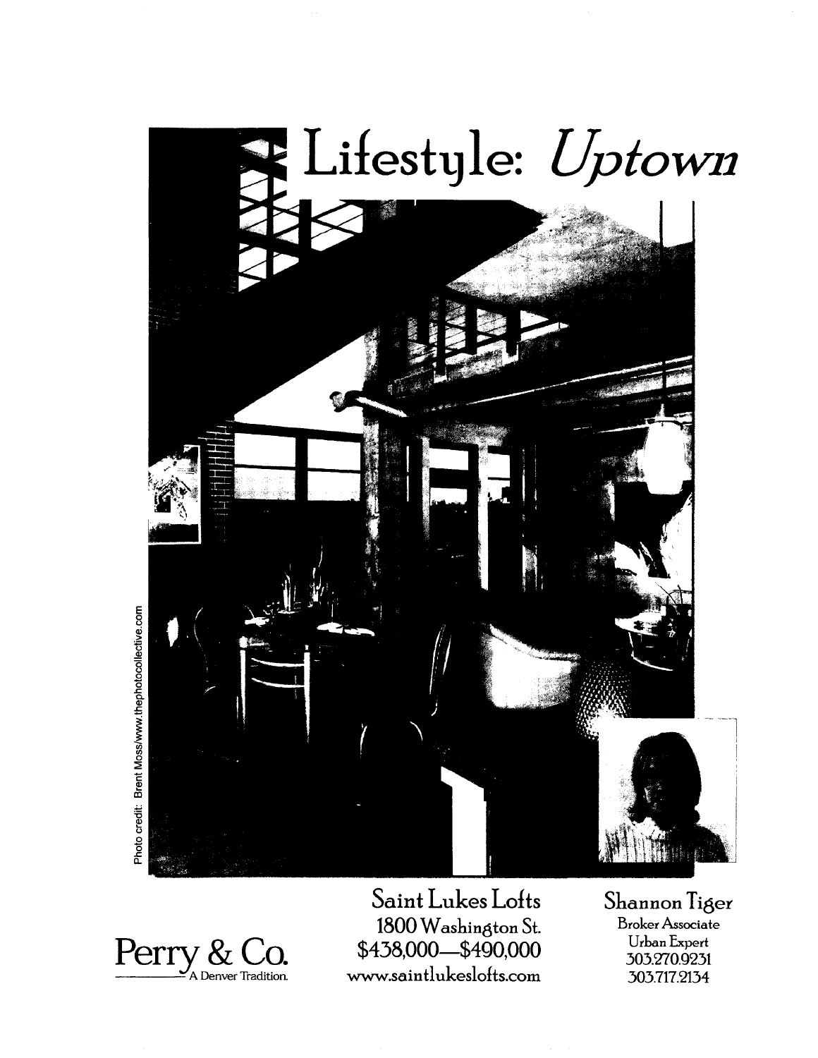# Lifestyle: *Uptown*

Photo credit: Brent Moss/www.thephotocollective.com

Perry & Co.
A Denver Tradition.

Saint Lukes Lofts
1800 Washington St.
$438,000—$490,000
www.saintlukeslofts.com

Shannon Tiger
Broker Associate
Urban Expert
303.270.9231
303.717.2134